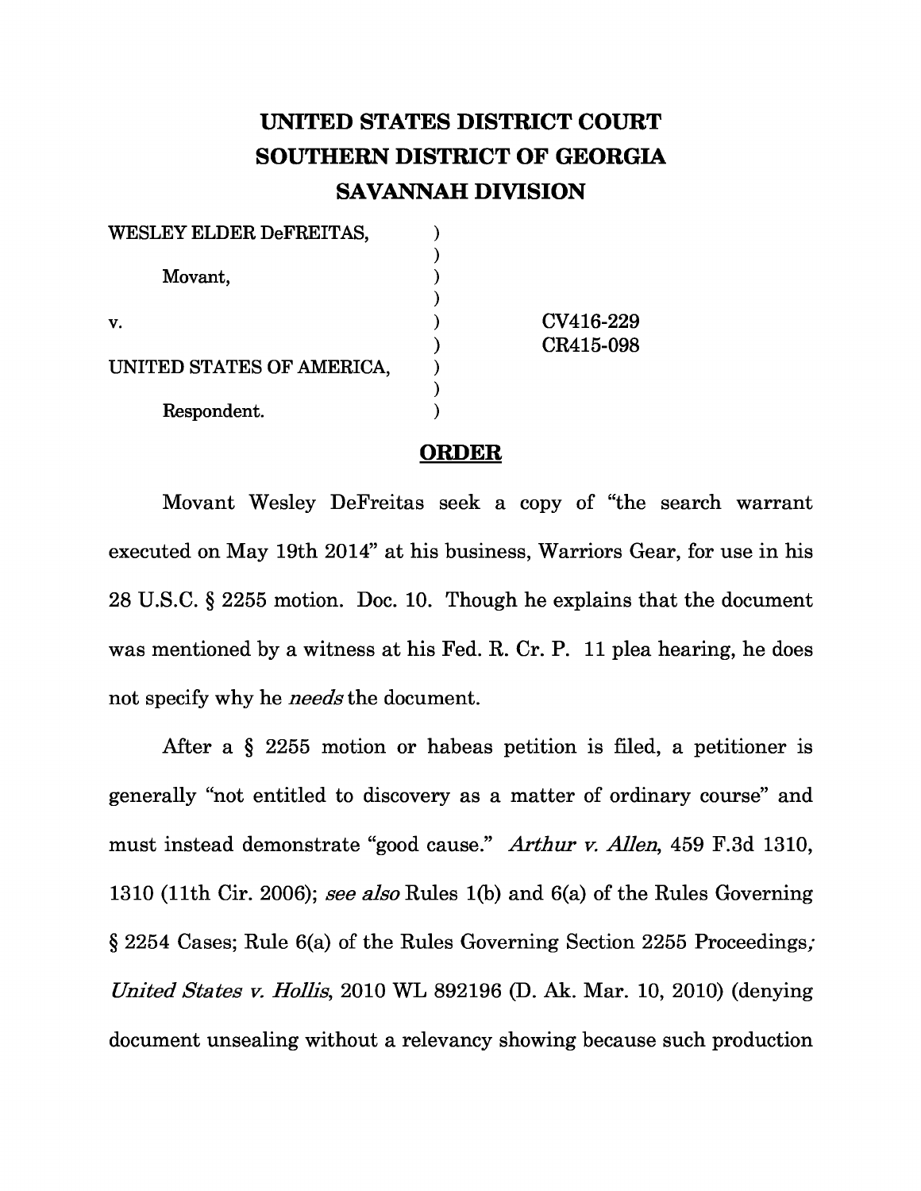# UNITED STATES DISTRICT COURT
# SOUTHERN DISTRICT OF GEORGIA
# SAVANNAH DIVISION

| | | |
|---|---|---|
| WESLEY ELDER DeFREITAS, | ) | |
| | ) | |
| Movant, | ) | |
| | ) | |
| v. | ) | CV416-229 |
| | ) | CR415-098 |
| UNITED STATES OF AMERICA, | ) | |
| | ) | |
| Respondent. | ) | |

## ORDER

Movant Wesley DeFreitas seek a copy of "the search warrant executed on May 19th 2014" at his business, Warriors Gear, for use in his 28 U.S.C. § 2255 motion. Doc. 10. Though he explains that the document was mentioned by a witness at his Fed. R. Cr. P. 11 plea hearing, he does not specify why he *needs* the document.

After a § 2255 motion or habeas petition is filed, a petitioner is generally "not entitled to discovery as a matter of ordinary course" and must instead demonstrate "good cause." *Arthur v. Allen*, 459 F.3d 1310, 1310 (11th Cir. 2006); *see also* Rules 1(b) and 6(a) of the Rules Governing § 2254 Cases; Rule 6(a) of the Rules Governing Section 2255 Proceedings; *United States v. Hollis*, 2010 WL 892196 (D. Ak. Mar. 10, 2010) (denying document unsealing without a relevancy showing because such production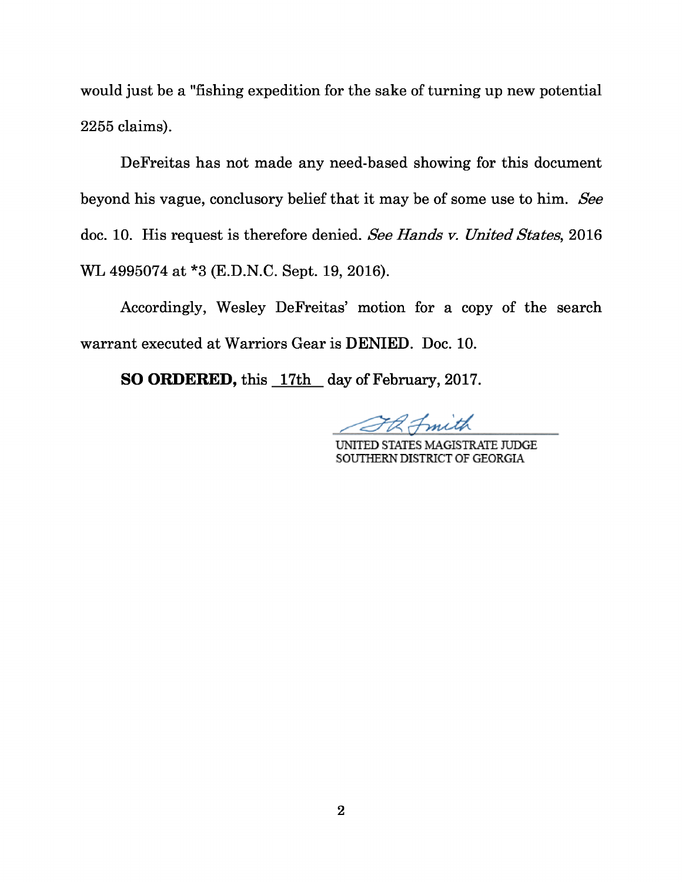would just be a "fishing expedition for the sake of turning up new potential 2255 claims).

DeFreitas has not made any need-based showing for this document beyond his vague, conclusory belief that it may be of some use to him. *See* doc. 10. His request is therefore denied. *See Hands v. United States*, 2016 WL 4995074 at *3 (E.D.N.C. Sept. 19, 2016).

Accordingly, Wesley DeFreitas' motion for a copy of the search warrant executed at Warriors Gear is **DENIED**. Doc. 10.

**SO ORDERED,** this 17th day of February, 2017.

UNITED STATES MAGISTRATE JUDGE
SOUTHERN DISTRICT OF GEORGIA